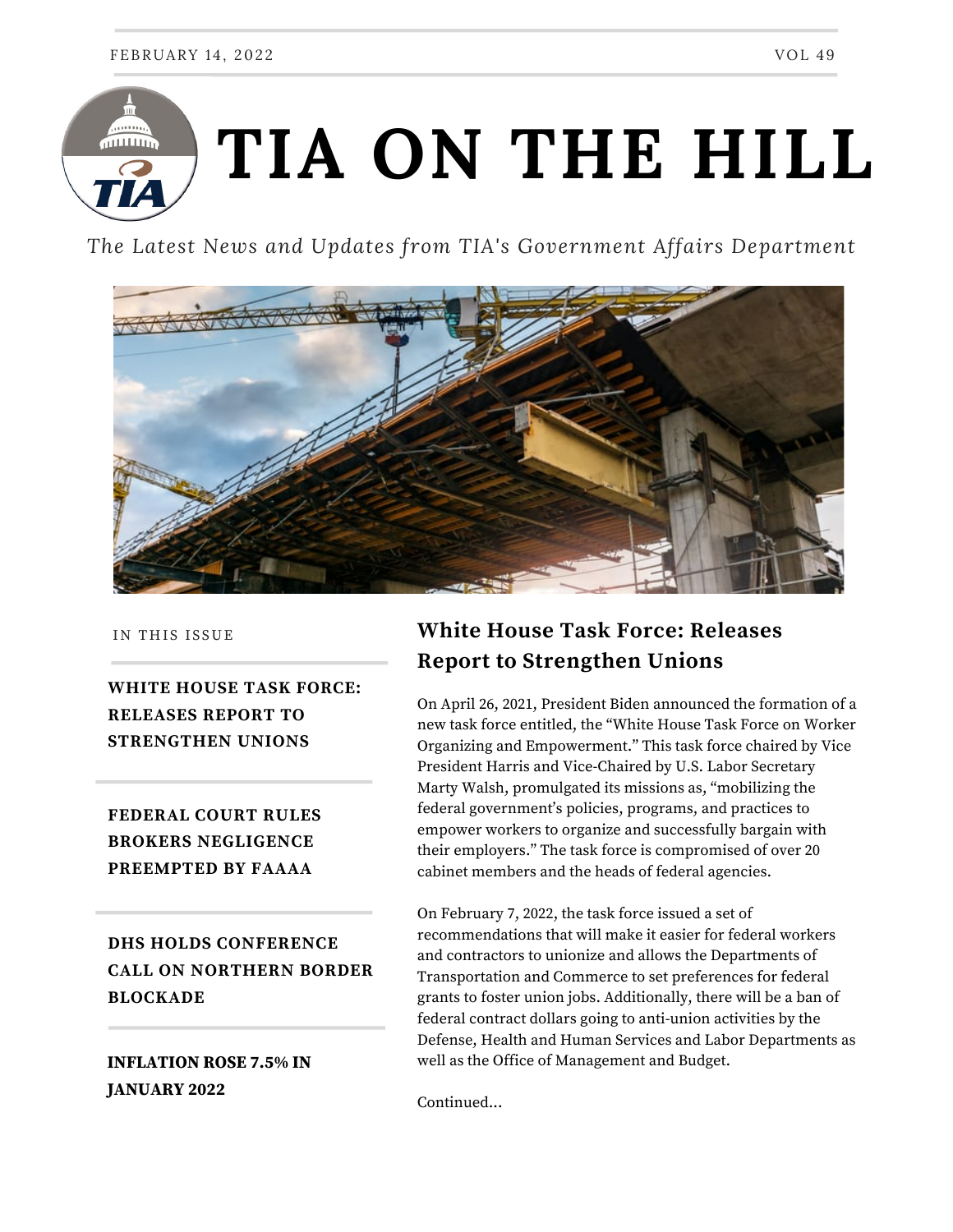FEBRUARY 14, 2022 VOL 49

# TIA ON THE HILL

*The Latest News and Updates from TIA's Government Affairs Department*

IN THIS ISSUE

**WHITE HOUSE TASK FORCE: RELEASES REPORT TO STRENGTHEN UNIONS**

**FEDERAL COURT RULES BROKERS NEGLIGENCE PREEMPTED BY FAAAA**

**DHS HOLDS CONFERENCE CALL ON NORTHERN BORDER BLOCKADE**

**INFLATION ROSE 7.5% IN JANUARY 2022**

## White House Task Force: Releases Report to Strengthen Unions

On April 26, 2021, President Biden announced the formation of a new task force entitled, the "White House Task Force on Worker Organizing and Empowerment." This task force chaired by Vice President Harris and Vice-Chaired by U.S. Labor Secretary Marty Walsh, promulgated its missions as, "mobilizing the federal government's policies, programs, and practices to empower workers to organize and successfully bargain with their employers." The task force is compromised of over 20 cabinet members and the heads of federal agencies.

On February 7, 2022, the task force issued a set of recommendations that will make it easier for federal workers and contractors to unionize and allows the Departments of Transportation and Commerce to set preferences for federal grants to foster union jobs. Additionally, there will be a ban of federal contract dollars going to anti-union activities by the Defense, Health and Human Services and Labor Departments as well as the Office of Management and Budget.

Continued...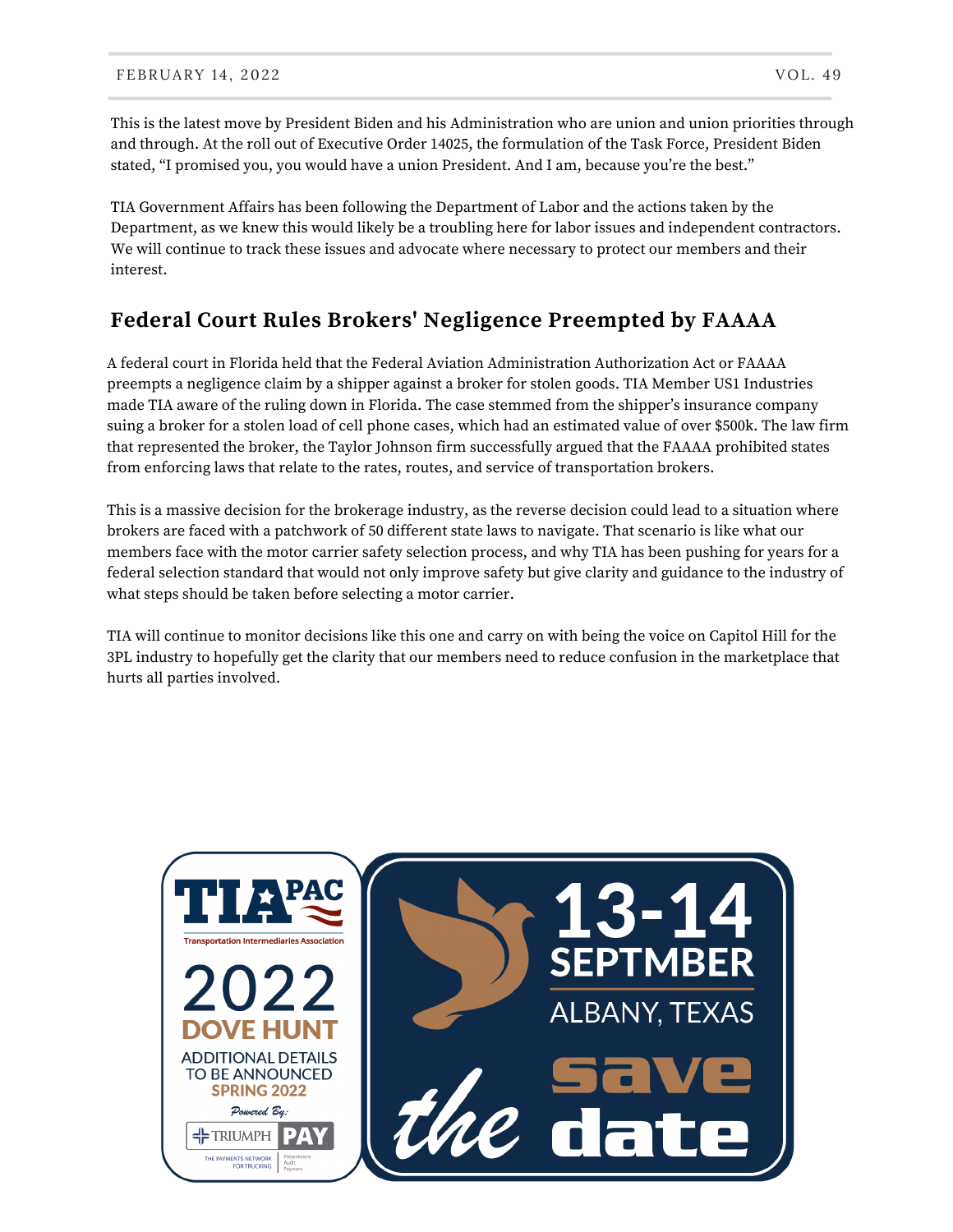This is the latest move by President Biden and his Administration who are union and union priorities through and through. At the roll out of Executive Order 14025, the formulation of the Task Force, President Biden stated, “I promised you, you would have a union President. And I am, because you’re the best.”

TIA Government Affairs has been following the Department of Labor and the actions taken by the Department, as we knew this would likely be a troubling here for labor issues and independent contractors. We will continue to track these issues and advocate where necessary to protect our members and their interest.

## Federal Court Rules Brokers' Negligence Preempted by FAAAA

A federal court in Florida held that the Federal Aviation Administration Authorization Act or FAAAA preempts a negligence claim by a shipper against a broker for stolen goods. TIA Member US1 Industries made TIA aware of the ruling down in Florida. The case stemmed from the shipper’s insurance company suing a broker for a stolen load of cell phone cases, which had an estimated value of over $500k. The law firm that represented the broker, the Taylor Johnson firm successfully argued that the FAAAA prohibited states from enforcing laws that relate to the rates, routes, and service of transportation brokers.

This is a massive decision for the brokerage industry, as the reverse decision could lead to a situation where brokers are faced with a patchwork of 50 different state laws to navigate. That scenario is like what our members face with the motor carrier safety selection process, and why TIA has been pushing for years for a federal selection standard that would not only improve safety but give clarity and guidance to the industry of what steps should be taken before selecting a motor carrier.

TIA will continue to monitor decisions like this one and carry on with being the voice on Capitol Hill for the 3PL industry to hopefully get the clarity that our members need to reduce confusion in the marketplace that hurts all parties involved.

TIA PAC
Transportation Intermediaries Association

2022 DOVE HUNT

ADDITIONAL DETAILS TO BE ANNOUNCED SPRING 2022

Powered By: TRIUMPH PAY

THE PAYMENTS NETWORK FOR TRUCKING | Presentment Audit Payments

13-14 SEPTMBER

ALBANY, TEXAS

save the date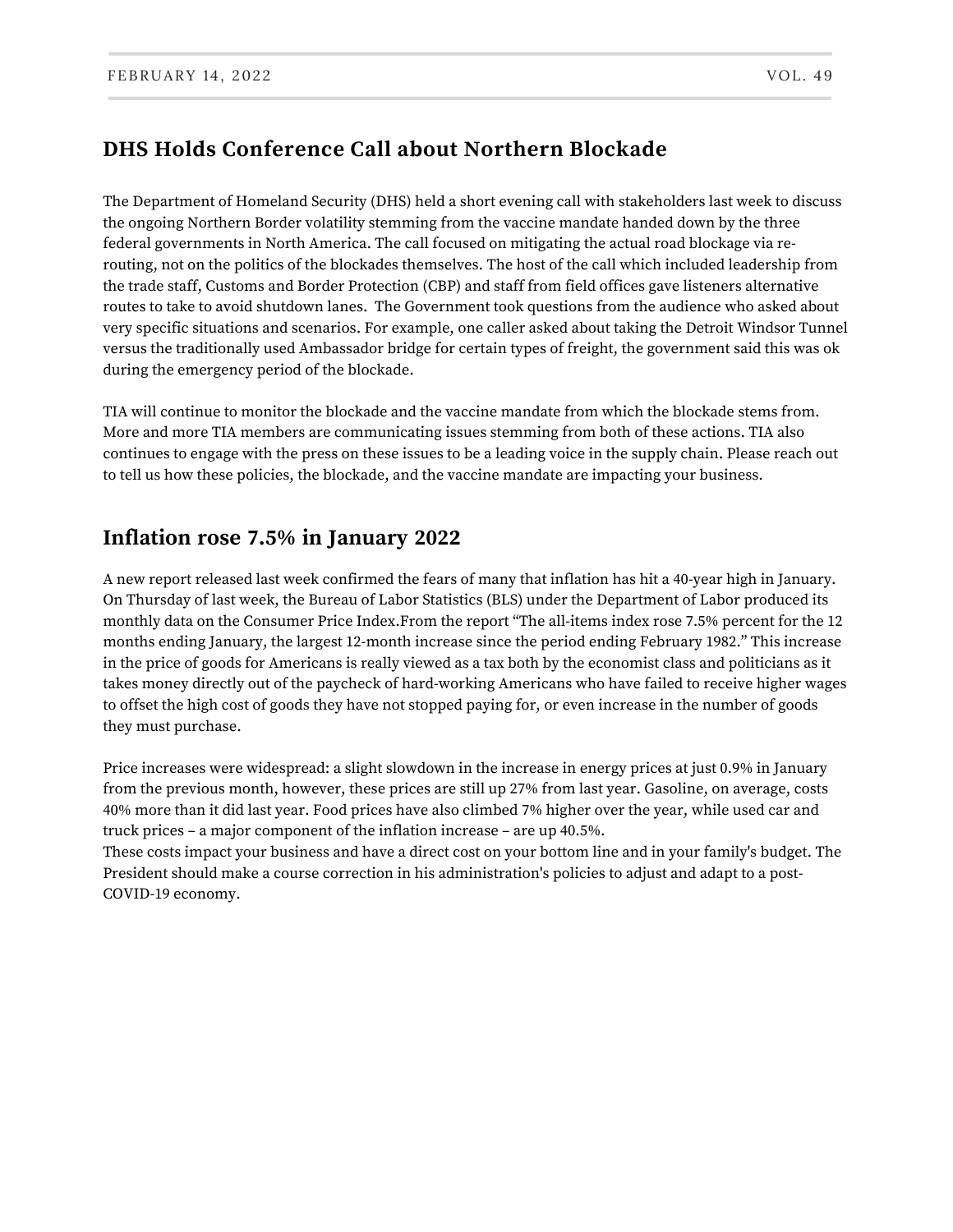## DHS Holds Conference Call about Northern Blockade

The Department of Homeland Security (DHS) held a short evening call with stakeholders last week to discuss the ongoing Northern Border volatility stemming from the vaccine mandate handed down by the three federal governments in North America. The call focused on mitigating the actual road blockage via re-routing, not on the politics of the blockades themselves. The host of the call which included leadership from the trade staff, Customs and Border Protection (CBP) and staff from field offices gave listeners alternative routes to take to avoid shutdown lanes. The Government took questions from the audience who asked about very specific situations and scenarios. For example, one caller asked about taking the Detroit Windsor Tunnel versus the traditionally used Ambassador bridge for certain types of freight, the government said this was ok during the emergency period of the blockade.

TIA will continue to monitor the blockade and the vaccine mandate from which the blockade stems from. More and more TIA members are communicating issues stemming from both of these actions. TIA also continues to engage with the press on these issues to be a leading voice in the supply chain. Please reach out to tell us how these policies, the blockade, and the vaccine mandate are impacting your business.

## Inflation rose 7.5% in January 2022

A new report released last week confirmed the fears of many that inflation has hit a 40-year high in January. On Thursday of last week, the Bureau of Labor Statistics (BLS) under the Department of Labor produced its monthly data on the Consumer Price Index.From the report "The all-items index rose 7.5% percent for the 12 months ending January, the largest 12-month increase since the period ending February 1982." This increase in the price of goods for Americans is really viewed as a tax both by the economist class and politicians as it takes money directly out of the paycheck of hard-working Americans who have failed to receive higher wages to offset the high cost of goods they have not stopped paying for, or even increase in the number of goods they must purchase.

Price increases were widespread: a slight slowdown in the increase in energy prices at just 0.9% in January from the previous month, however, these prices are still up 27% from last year. Gasoline, on average, costs 40% more than it did last year. Food prices have also climbed 7% higher over the year, while used car and truck prices – a major component of the inflation increase – are up 40.5%.
These costs impact your business and have a direct cost on your bottom line and in your family's budget. The President should make a course correction in his administration's policies to adjust and adapt to a post-COVID-19 economy.